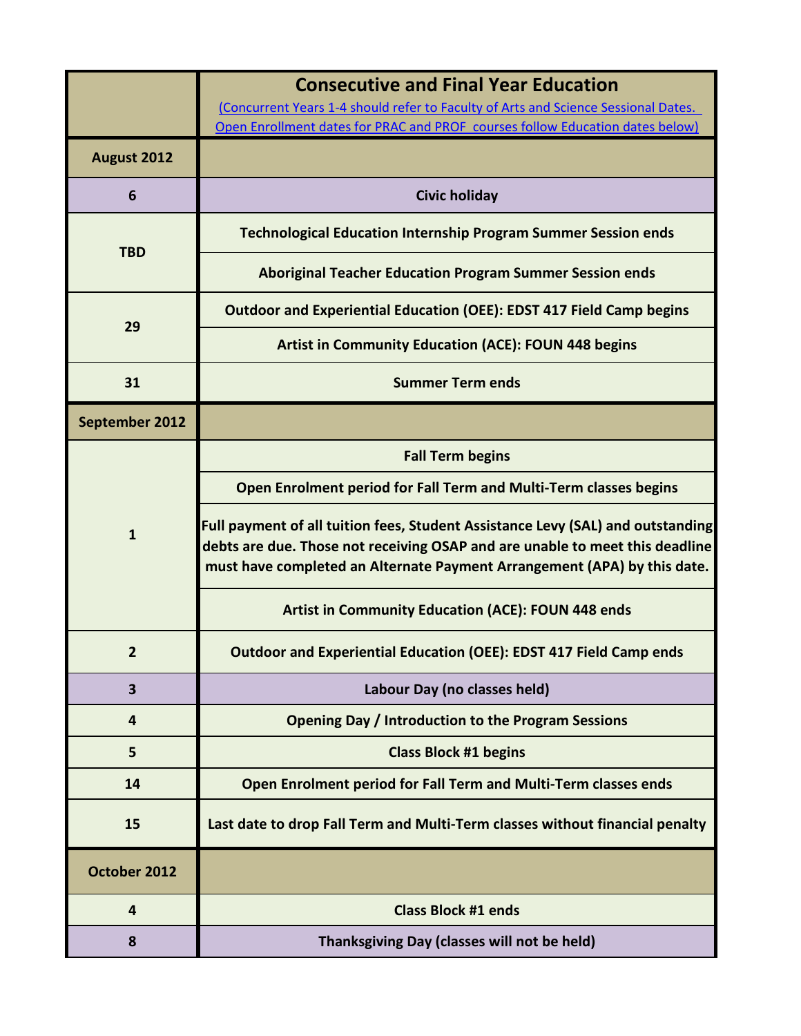| | **Consecutive and Final Year Education**<br>(Concurrent Years 1-4 should refer to Faculty of Arts and Science Sessional Dates. Open Enrollment dates for PRAC and PROF courses follow Education dates below) |
|---|---|
| **August 2012** | |
| **6** | **Civic holiday** |
| **TBD** | **Technological Education Internship Program Summer Session ends** |
| | **Aboriginal Teacher Education Program Summer Session ends** |
| **29** | **Outdoor and Experiential Education (OEE): EDST 417 Field Camp begins** |
| | **Artist in Community Education (ACE): FOUN 448 begins** |
| **31** | **Summer Term ends** |
| **September 2012** | |
| **1** | **Fall Term begins** |
| | **Open Enrolment period for Fall Term and Multi-Term classes begins** |
| | **Full payment of all tuition fees, Student Assistance Levy (SAL) and outstanding debts are due. Those not receiving OSAP and are unable to meet this deadline must have completed an Alternate Payment Arrangement (APA) by this date.** |
| | **Artist in Community Education (ACE): FOUN 448 ends** |
| **2** | **Outdoor and Experiential Education (OEE): EDST 417 Field Camp ends** |
| **3** | **Labour Day (no classes held)** |
| **4** | **Opening Day / Introduction to the Program Sessions** |
| **5** | **Class Block #1 begins** |
| **14** | **Open Enrolment period for Fall Term and Multi-Term classes ends** |
| **15** | **Last date to drop Fall Term and Multi-Term classes without financial penalty** |
| **October 2012** | |
| **4** | **Class Block #1 ends** |
| **8** | **Thanksgiving Day (classes will not be held)** |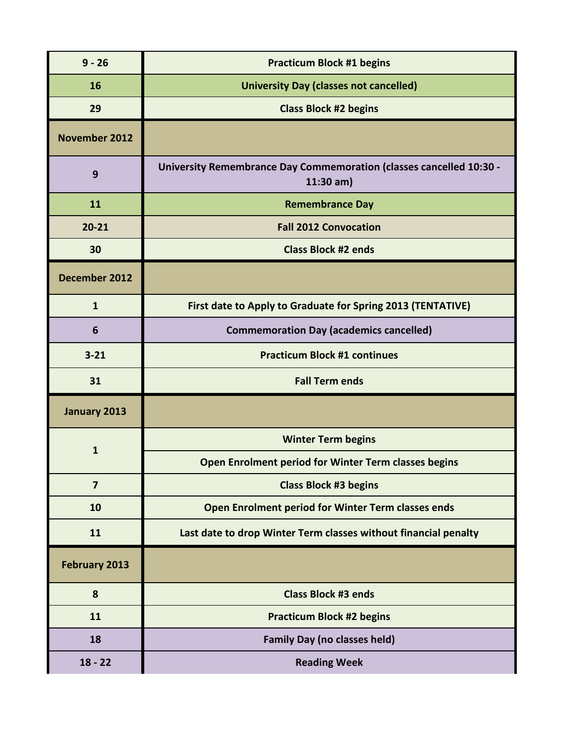| | |
|---|---|
| 9 - 26 | Practicum Block #1 begins |
| 16 | University Day (classes not cancelled) |
| 29 | Class Block #2 begins |
| **November 2012** | |
| 9 | University Remembrance Day Commemoration (classes cancelled 10:30 - 11:30 am) |
| 11 | Remembrance Day |
| 20-21 | Fall 2012 Convocation |
| 30 | Class Block #2 ends |
| **December 2012** | |
| 1 | First date to Apply to Graduate for Spring 2013 (TENTATIVE) |
| 6 | Commemoration Day (academics cancelled) |
| 3-21 | Practicum Block #1 continues |
| 31 | Fall Term ends |
| **January 2013** | |
| 1 | Winter Term begins |
| | Open Enrolment period for Winter Term classes begins |
| 7 | Class Block #3 begins |
| 10 | Open Enrolment period for Winter Term classes ends |
| 11 | Last date to drop Winter Term classes without financial penalty |
| **February 2013** | |
| 8 | Class Block #3 ends |
| 11 | Practicum Block #2 begins |
| 18 | Family Day (no classes held) |
| 18 - 22 | Reading Week |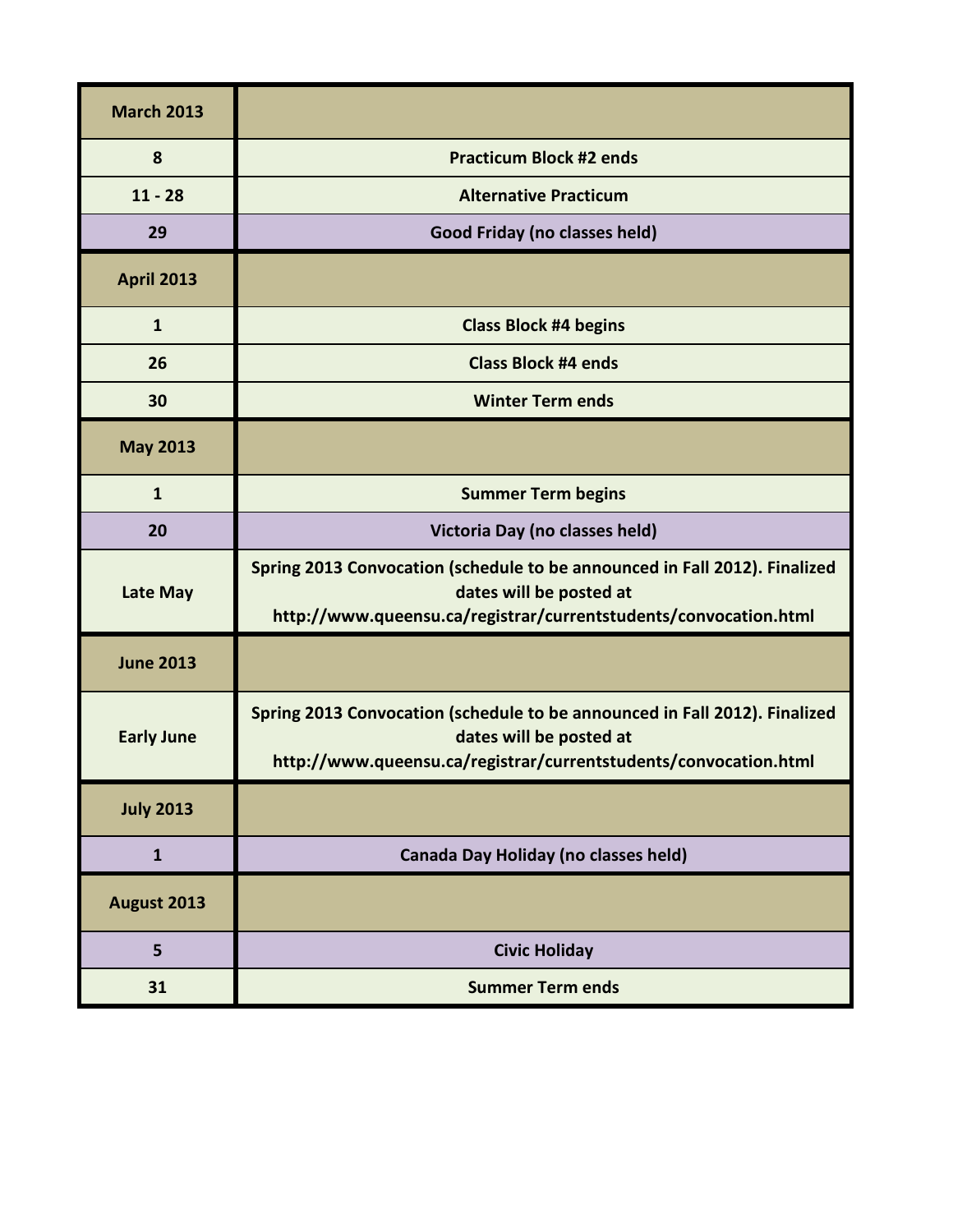| | |
|---|---|
| **March 2013** | |
| **8** | **Practicum Block #2 ends** |
| **11 - 28** | **Alternative Practicum** |
| **29** | **Good Friday (no classes held)** |
| **April 2013** | |
| **1** | **Class Block #4 begins** |
| **26** | **Class Block #4 ends** |
| **30** | **Winter Term ends** |
| **May 2013** | |
| **1** | **Summer Term begins** |
| **20** | **Victoria Day (no classes held)** |
| **Late May** | **Spring 2013 Convocation (schedule to be announced in Fall 2012). Finalized dates will be posted at http://www.queensu.ca/registrar/currentstudents/convocation.html** |
| **June 2013** | |
| **Early June** | **Spring 2013 Convocation (schedule to be announced in Fall 2012). Finalized dates will be posted at http://www.queensu.ca/registrar/currentstudents/convocation.html** |
| **July 2013** | |
| **1** | **Canada Day Holiday (no classes held)** |
| **August 2013** | |
| **5** | **Civic Holiday** |
| **31** | **Summer Term ends** |